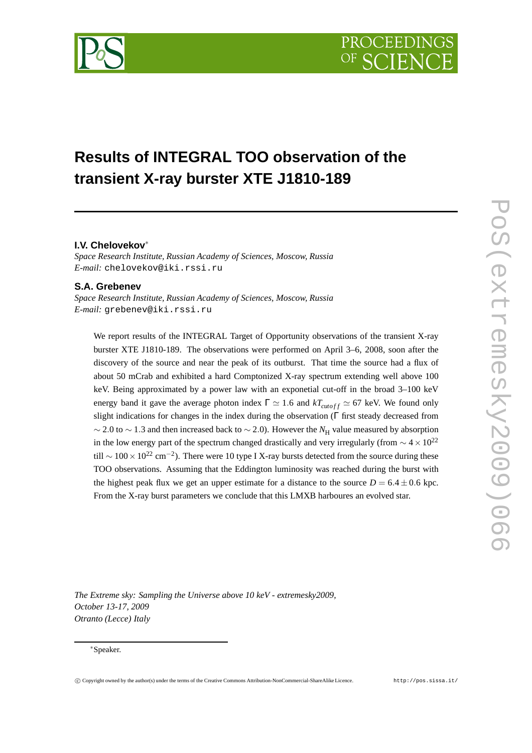# Results of INTEGRAL TOO observation of the transient X-ray burster XTE J1810-189

**I.V. Chelovekov***  
*Space Research Institute, Russian Academy of Sciences, Moscow, Russia*  
*E-mail:* chelovekov@iki.rssi.ru

**S.A. Grebenev**  
*Space Research Institute, Russian Academy of Sciences, Moscow, Russia*  
*E-mail:* grebenev@iki.rssi.ru

We report results of the INTEGRAL Target of Opportunity observations of the transient X-ray burster XTE J1810-189. The observations were performed on April 3–6, 2008, soon after the discovery of the source and near the peak of its outburst. That time the source had a flux of about 50 mCrab and exhibited a hard Comptonized X-ray spectrum extending well above 100 keV. Being approximated by a power law with an exponetial cut-off in the broad 3–100 keV energy band it gave the average photon index $\Gamma \simeq 1.6$ and $kT_{cutoff} \simeq 67$ keV. We found only slight indications for changes in the index during the observation ($\Gamma$ first steady decreased from $\sim 2.0$ to $\sim 1.3$ and then increased back to $\sim 2.0$). However the $N_{\rm H}$ value measured by absorption in the low energy part of the spectrum changed drastically and very irregularly (from $\sim 4 \times 10^{22}$ till $\sim 100 \times 10^{22}$ cm$^{-2}$). There were 10 type I X-ray bursts detected from the source during these TOO observations. Assuming that the Eddington luminosity was reached during the burst with the highest peak flux we get an upper estimate for a distance to the source $D = 6.4 \pm 0.6$ kpc. From the X-ray burst parameters we conclude that this LMXB harboures an evolved star.

*The Extreme sky: Sampling the Universe above 10 keV - extremesky2009,*  
*October 13-17, 2009*  
*Otranto (Lecce) Italy*

*Speaker.

© Copyright owned by the author(s) under the terms of the Creative Commons Attribution-NonCommercial-ShareAlike Licence. http://pos.sissa.it/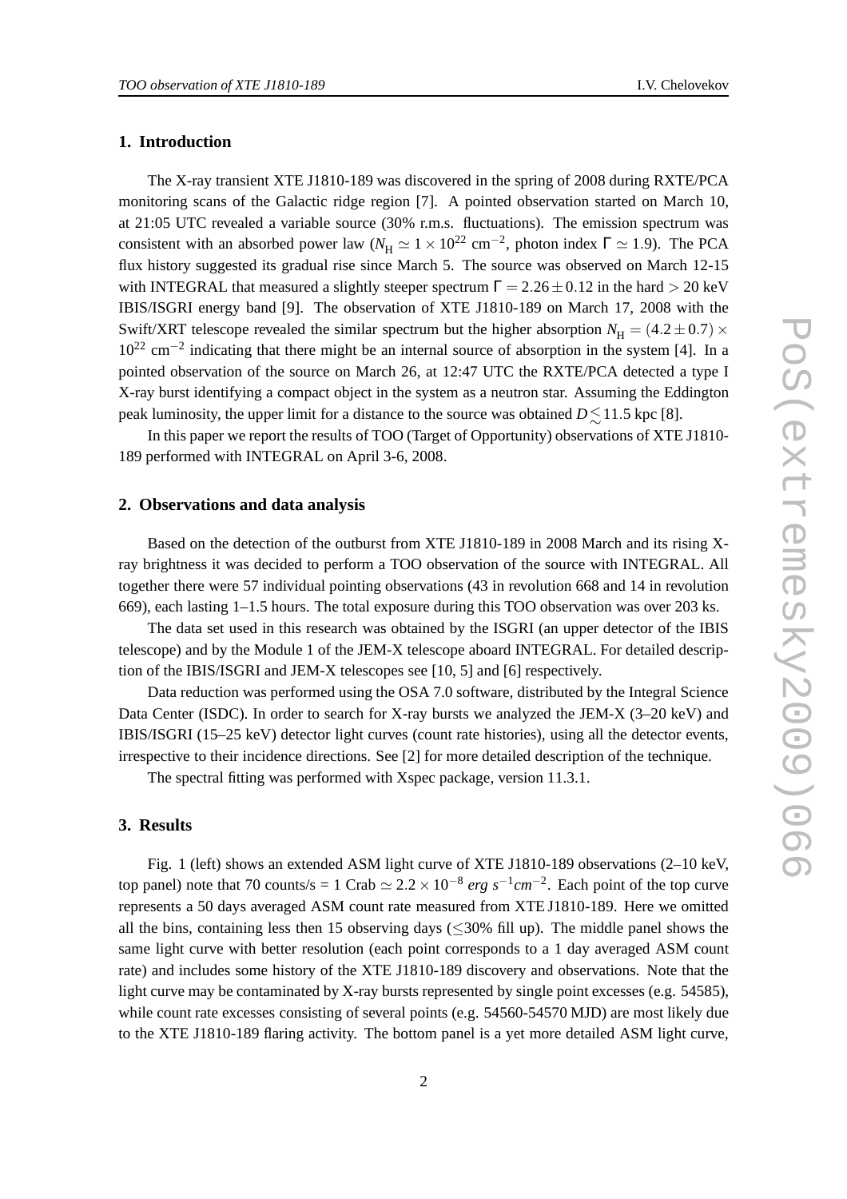## 1. Introduction

The X-ray transient XTE J1810-189 was discovered in the spring of 2008 during RXTE/PCA monitoring scans of the Galactic ridge region [7]. A pointed observation started on March 10, at 21:05 UTC revealed a variable source (30% r.m.s. fluctuations). The emission spectrum was consistent with an absorbed power law ($N_{\rm H} \simeq 1\times10^{22}$ cm$^{-2}$, photon index $\Gamma \simeq 1.9$). The PCA flux history suggested its gradual rise since March 5. The source was observed on March 12-15 with INTEGRAL that measured a slightly steeper spectrum $\Gamma = 2.26\pm0.12$ in the hard $> 20$ keV IBIS/ISGRI energy band [9]. The observation of XTE J1810-189 on March 17, 2008 with the Swift/XRT telescope revealed the similar spectrum but the higher absorption $N_{\rm H} = (4.2\pm0.7)\times 10^{22}$ cm$^{-2}$ indicating that there might be an internal source of absorption in the system [4]. In a pointed observation of the source on March 26, at 12:47 UTC the RXTE/PCA detected a type I X-ray burst identifying a compact object in the system as a neutron star. Assuming the Eddington peak luminosity, the upper limit for a distance to the source was obtained $D \lesssim 11.5$ kpc [8].

In this paper we report the results of TOO (Target of Opportunity) observations of XTE J1810-189 performed with INTEGRAL on April 3-6, 2008.

## 2. Observations and data analysis

Based on the detection of the outburst from XTE J1810-189 in 2008 March and its rising X-ray brightness it was decided to perform a TOO observation of the source with INTEGRAL. All together there were 57 individual pointing observations (43 in revolution 668 and 14 in revolution 669), each lasting 1–1.5 hours. The total exposure during this TOO observation was over 203 ks.

The data set used in this research was obtained by the ISGRI (an upper detector of the IBIS telescope) and by the Module 1 of the JEM-X telescope aboard INTEGRAL. For detailed description of the IBIS/ISGRI and JEM-X telescopes see [10, 5] and [6] respectively.

Data reduction was performed using the OSA 7.0 software, distributed by the Integral Science Data Center (ISDC). In order to search for X-ray bursts we analyzed the JEM-X (3–20 keV) and IBIS/ISGRI (15–25 keV) detector light curves (count rate histories), using all the detector events, irrespective to their incidence directions. See [2] for more detailed description of the technique.

The spectral fitting was performed with Xspec package, version 11.3.1.

## 3. Results

Fig. 1 (left) shows an extended ASM light curve of XTE J1810-189 observations (2–10 keV, top panel) note that 70 counts/s = 1 Crab $\simeq 2.2\times10^{-8}$ $erg\ s^{-1}cm^{-2}$. Each point of the top curve represents a 50 days averaged ASM count rate measured from XTE J1810-189. Here we omitted all the bins, containing less then 15 observing days ($\lesssim$30% fill up). The middle panel shows the same light curve with better resolution (each point corresponds to a 1 day averaged ASM count rate) and includes some history of the XTE J1810-189 discovery and observations. Note that the light curve may be contaminated by X-ray bursts represented by single point excesses (e.g. 54585), while count rate excesses consisting of several points (e.g. 54560-54570 MJD) are most likely due to the XTE J1810-189 flaring activity. The bottom panel is a yet more detailed ASM light curve,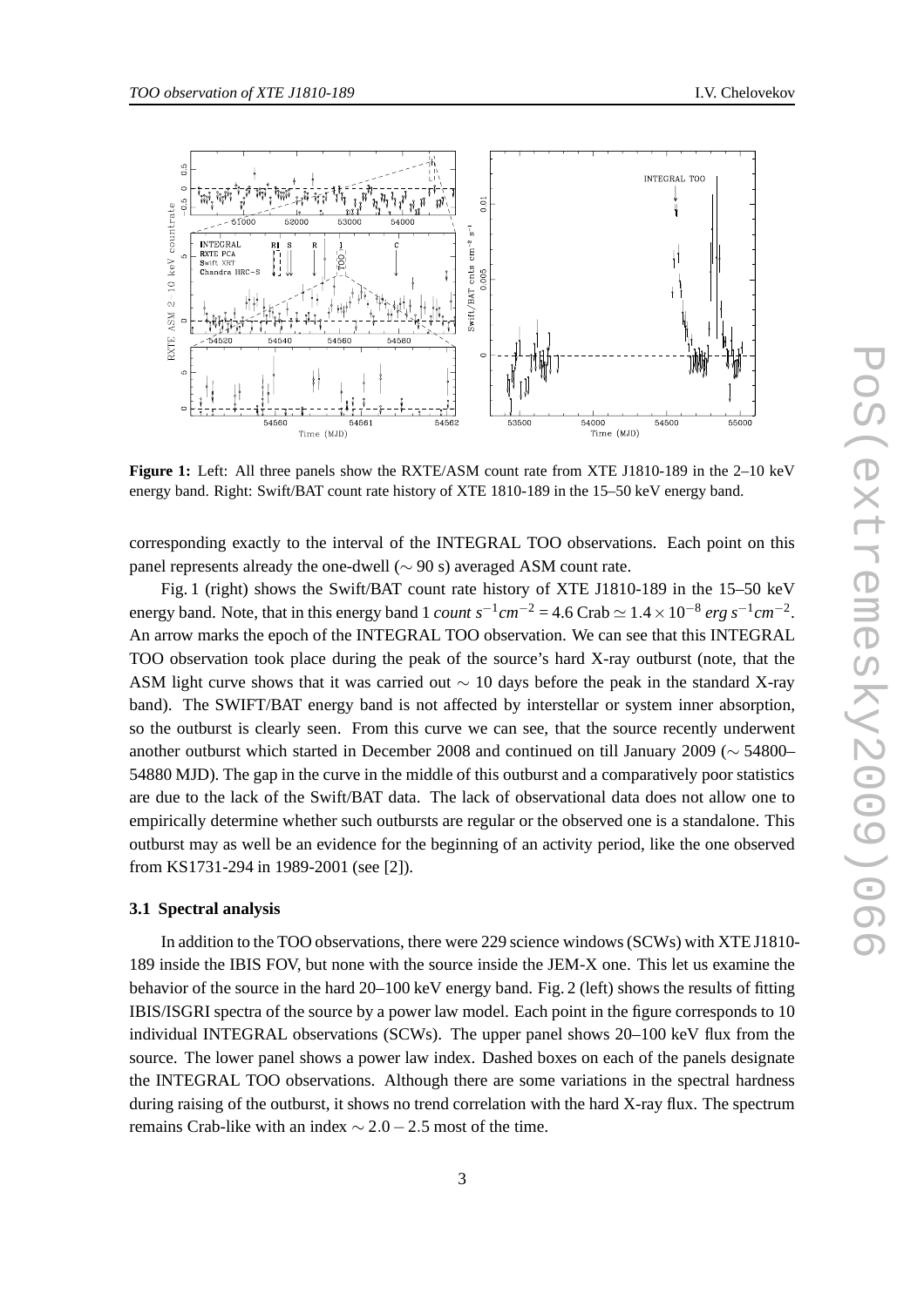**Figure 1:** Left: All three panels show the RXTE/ASM count rate from XTE J1810-189 in the 2–10 keV energy band. Right: Swift/BAT count rate history of XTE 1810-189 in the 15–50 keV energy band.

corresponding exactly to the interval of the INTEGRAL TOO observations. Each point on this panel represents already the one-dwell ($\sim 90$ s) averaged ASM count rate.

Fig. 1 (right) shows the Swift/BAT count rate history of XTE J1810-189 in the 15–50 keV energy band. Note, that in this energy band 1 $count\ s^{-1}cm^{-2}$ = 4.6 Crab $\simeq 1.4\times10^{-8}\ erg\ s^{-1}cm^{-2}$. An arrow marks the epoch of the INTEGRAL TOO observation. We can see that this INTEGRAL TOO observation took place during the peak of the source's hard X-ray outburst (note, that the ASM light curve shows that it was carried out $\sim 10$ days before the peak in the standard X-ray band). The SWIFT/BAT energy band is not affected by interstellar or system inner absorption, so the outburst is clearly seen. From this curve we can see, that the source recently underwent another outburst which started in December 2008 and continued on till January 2009 ($\sim$ 54800–54880 MJD). The gap in the curve in the middle of this outburst and a comparatively poor statistics are due to the lack of the Swift/BAT data. The lack of observational data does not allow one to empirically determine whether such outbursts are regular or the observed one is a standalone. This outburst may as well be an evidence for the beginning of an activity period, like the one observed from KS1731-294 in 1989-2001 (see [2]).

### 3.1 Spectral analysis

In addition to the TOO observations, there were 229 science windows (SCWs) with XTE J1810-189 inside the IBIS FOV, but none with the source inside the JEM-X one. This let us examine the behavior of the source in the hard 20–100 keV energy band. Fig. 2 (left) shows the results of fitting IBIS/ISGRI spectra of the source by a power law model. Each point in the figure corresponds to 10 individual INTEGRAL observations (SCWs). The upper panel shows 20–100 keV flux from the source. The lower panel shows a power law index. Dashed boxes on each of the panels designate the INTEGRAL TOO observations. Although there are some variations in the spectral hardness during raising of the outburst, it shows no trend correlation with the hard X-ray flux. The spectrum remains Crab-like with an index $\sim 2.0-2.5$ most of the time.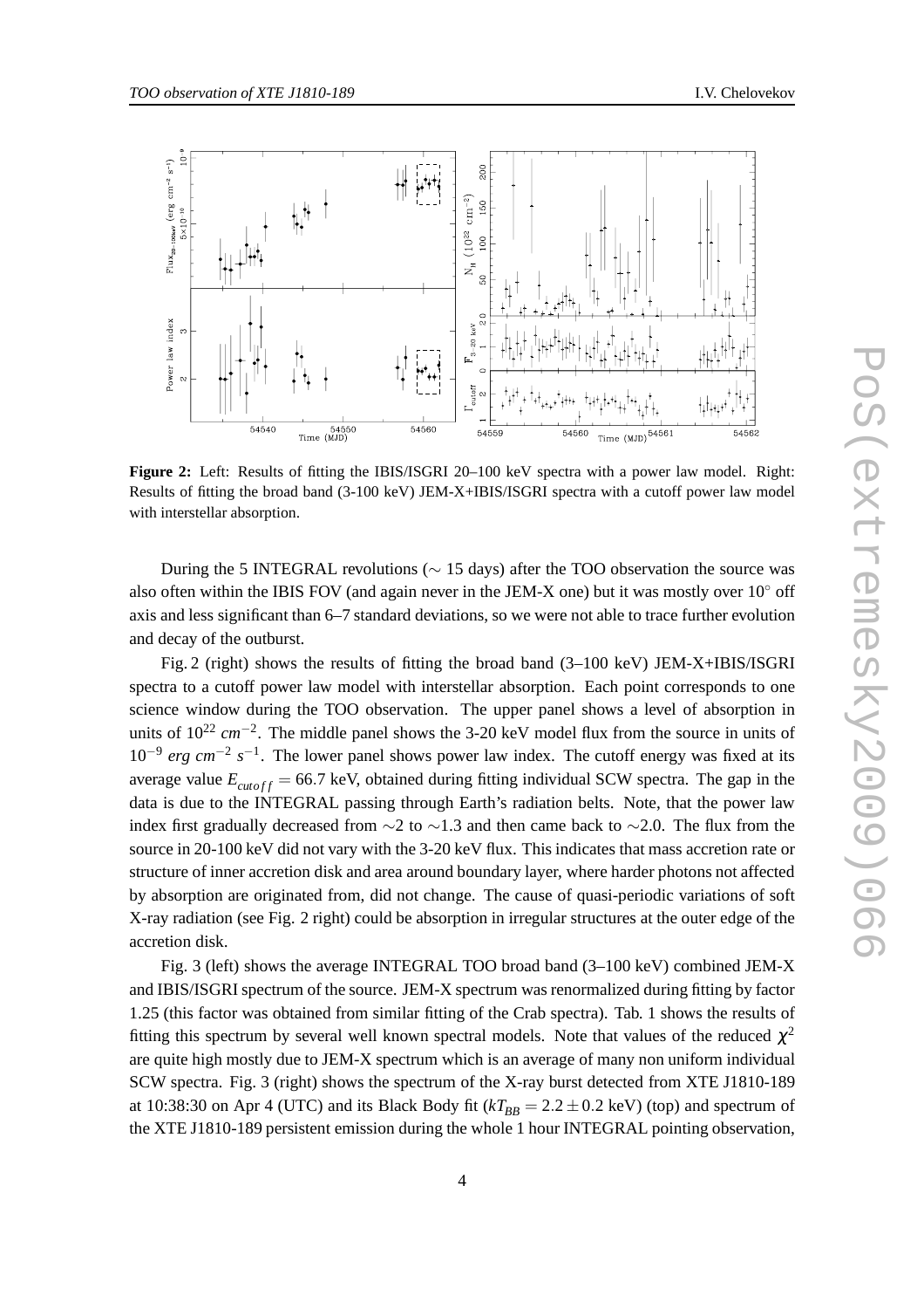**Figure 2:** Left: Results of fitting the IBIS/ISGRI 20–100 keV spectra with a power law model. Right: Results of fitting the broad band (3-100 keV) JEM-X+IBIS/ISGRI spectra with a cutoff power law model with interstellar absorption.

During the 5 INTEGRAL revolutions ($\sim$ 15 days) after the TOO observation the source was also often within the IBIS FOV (and again never in the JEM-X one) but it was mostly over $10^{\circ}$ off axis and less significant than 6–7 standard deviations, so we were not able to trace further evolution and decay of the outburst.

Fig. 2 (right) shows the results of fitting the broad band (3–100 keV) JEM-X+IBIS/ISGRI spectra to a cutoff power law model with interstellar absorption. Each point corresponds to one science window during the TOO observation. The upper panel shows a level of absorption in units of $10^{22}$ $cm^{-2}$. The middle panel shows the 3-20 keV model flux from the source in units of $10^{-9}$ $erg\ cm^{-2}\ s^{-1}$. The lower panel shows power law index. The cutoff energy was fixed at its average value $E_{cutoff} = 66.7$ keV, obtained during fitting individual SCW spectra. The gap in the data is due to the INTEGRAL passing through Earth's radiation belts. Note, that the power law index first gradually decreased from $\sim$2 to $\sim$1.3 and then came back to $\sim$2.0. The flux from the source in 20-100 keV did not vary with the 3-20 keV flux. This indicates that mass accretion rate or structure of inner accretion disk and area around boundary layer, where harder photons not affected by absorption are originated from, did not change. The cause of quasi-periodic variations of soft X-ray radiation (see Fig. 2 right) could be absorption in irregular structures at the outer edge of the accretion disk.

Fig. 3 (left) shows the average INTEGRAL TOO broad band (3–100 keV) combined JEM-X and IBIS/ISGRI spectrum of the source. JEM-X spectrum was renormalized during fitting by factor 1.25 (this factor was obtained from similar fitting of the Crab spectra). Tab. 1 shows the results of fitting this spectrum by several well known spectral models. Note that values of the reduced $\chi^2$ are quite high mostly due to JEM-X spectrum which is an average of many non uniform individual SCW spectra. Fig. 3 (right) shows the spectrum of the X-ray burst detected from XTE J1810-189 at 10:38:30 on Apr 4 (UTC) and its Black Body fit ($kT_{BB} = 2.2 \pm 0.2$ keV) (top) and spectrum of the XTE J1810-189 persistent emission during the whole 1 hour INTEGRAL pointing observation,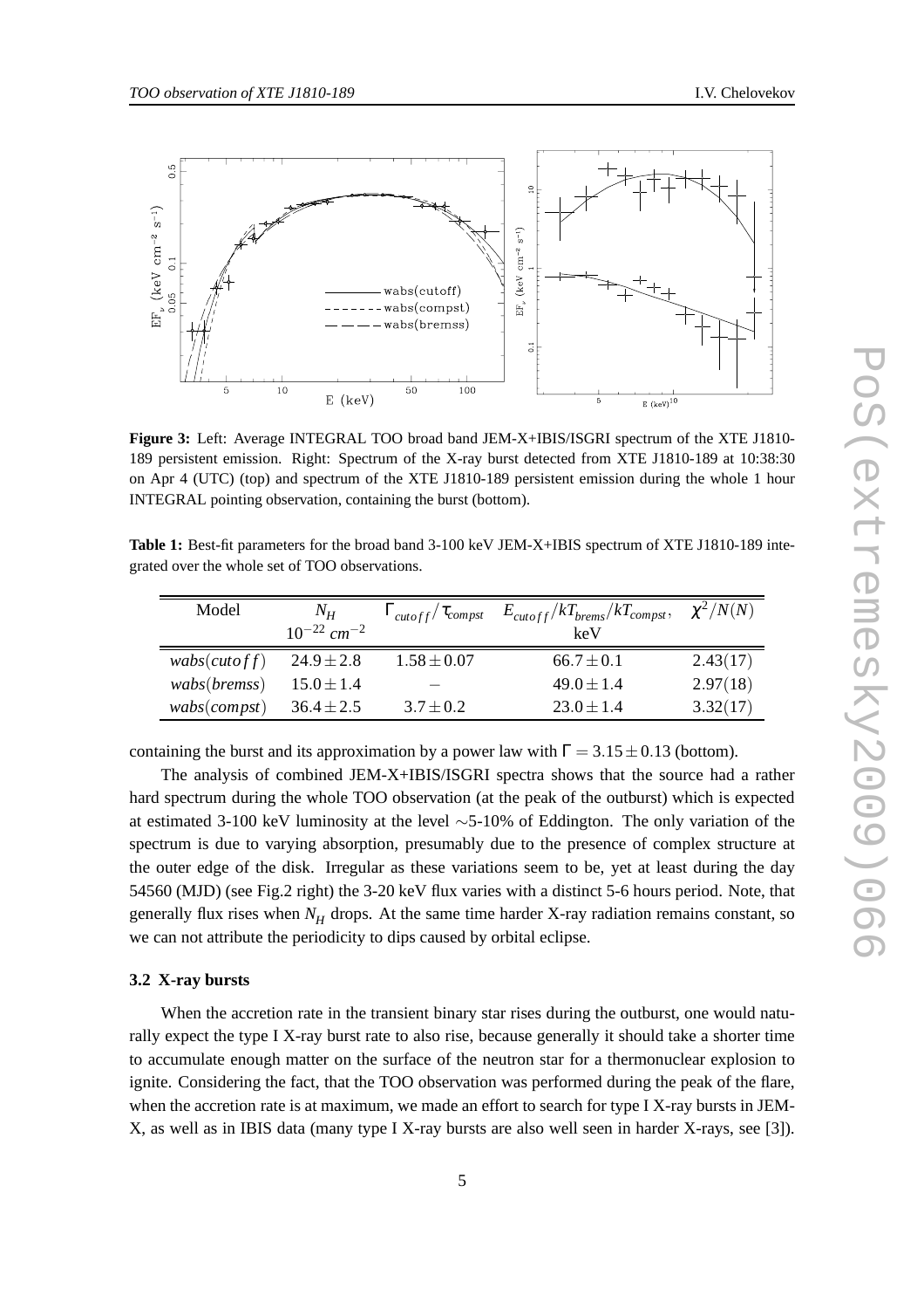**Figure 3:** Left: Average INTEGRAL TOO broad band JEM-X+IBIS/ISGRI spectrum of the XTE J1810-189 persistent emission. Right: Spectrum of the X-ray burst detected from XTE J1810-189 at 10:38:30 on Apr 4 (UTC) (top) and spectrum of the XTE J1810-189 persistent emission during the whole 1 hour INTEGRAL pointing observation, containing the burst (bottom).

**Table 1:** Best-fit parameters for the broad band 3-100 keV JEM-X+IBIS spectrum of XTE J1810-189 integrated over the whole set of TOO observations.

| Model | $N_H$ $10^{-22}\ cm^{-2}$ | $\Gamma_{cutoff}/\tau_{compst}$ | $E_{cutoff}/kT_{brems}/kT_{compst}$, keV | $\chi^2/N(N)$ |
|---|---|---|---|---|
| $wabs(cutoff)$ | $24.9 \pm 2.8$ | $1.58 \pm 0.07$ | $66.7 \pm 0.1$ | 2.43(17) |
| $wabs(bremss)$ | $15.0 \pm 1.4$ | – | $49.0 \pm 1.4$ | 2.97(18) |
| $wabs(compst)$ | $36.4 \pm 2.5$ | $3.7 \pm 0.2$ | $23.0 \pm 1.4$ | 3.32(17) |

containing the burst and its approximation by a power law with $\Gamma = 3.15 \pm 0.13$ (bottom).

The analysis of combined JEM-X+IBIS/ISGRI spectra shows that the source had a rather hard spectrum during the whole TOO observation (at the peak of the outburst) which is expected at estimated 3-100 keV luminosity at the level $\sim$5-10% of Eddington. The only variation of the spectrum is due to varying absorption, presumably due to the presence of complex structure at the outer edge of the disk. Irregular as these variations seem to be, yet at least during the day 54560 (MJD) (see Fig.2 right) the 3-20 keV flux varies with a distinct 5-6 hours period. Note, that generally flux rises when $N_H$ drops. At the same time harder X-ray radiation remains constant, so we can not attribute the periodicity to dips caused by orbital eclipse.

### 3.2 X-ray bursts

When the accretion rate in the transient binary star rises during the outburst, one would naturally expect the type I X-ray burst rate to also rise, because generally it should take a shorter time to accumulate enough matter on the surface of the neutron star for a thermonuclear explosion to ignite. Considering the fact, that the TOO observation was performed during the peak of the flare, when the accretion rate is at maximum, we made an effort to search for type I X-ray bursts in JEM-X, as well as in IBIS data (many type I X-ray bursts are also well seen in harder X-rays, see [3]).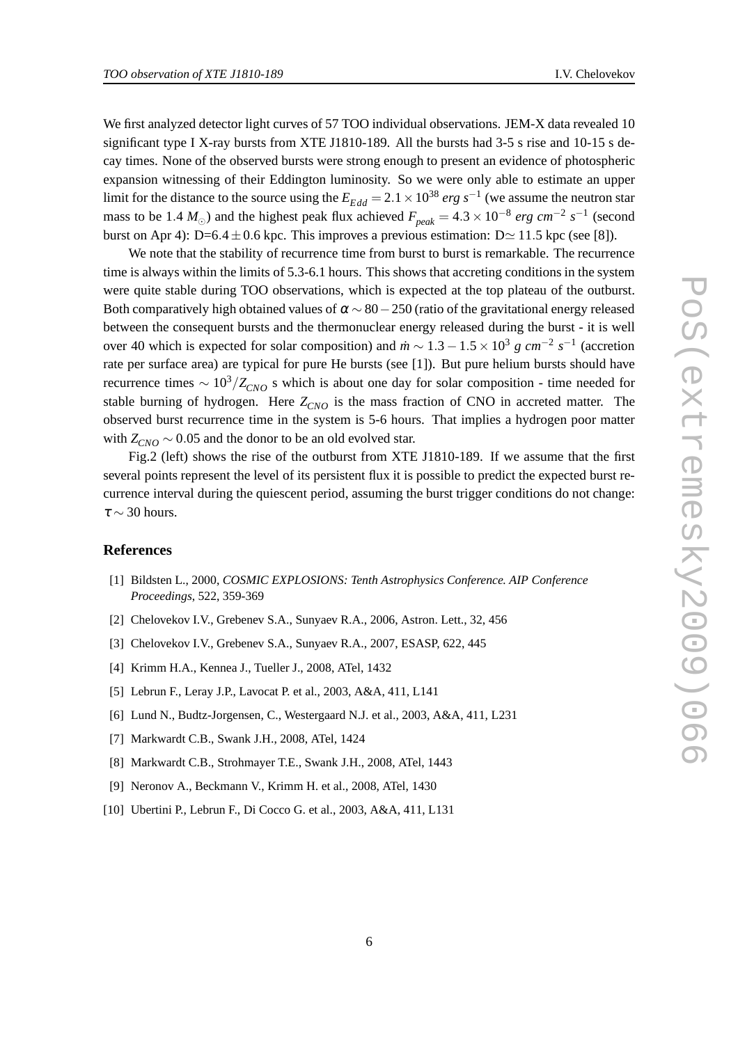We first analyzed detector light curves of 57 TOO individual observations. JEM-X data revealed 10 significant type I X-ray bursts from XTE J1810-189. All the bursts had 3-5 s rise and 10-15 s decay times. None of the observed bursts were strong enough to present an evidence of photospheric expansion witnessing of their Eddington luminosity. So we were only able to estimate an upper limit for the distance to the source using the $E_{Edd} = 2.1 \times 10^{38}$ $erg\ s^{-1}$ (we assume the neutron star mass to be 1.4 $M_{\odot}$) and the highest peak flux achieved $F_{peak} = 4.3 \times 10^{-8}$ $erg\ cm^{-2}\ s^{-1}$ (second burst on Apr 4): D=$6.4 \pm 0.6$ kpc. This improves a previous estimation: D$\simeq 11.5$ kpc (see [8]).

We note that the stability of recurrence time from burst to burst is remarkable. The recurrence time is always within the limits of 5.3-6.1 hours. This shows that accreting conditions in the system were quite stable during TOO observations, which is expected at the top plateau of the outburst. Both comparatively high obtained values of $\alpha \sim 80-250$ (ratio of the gravitational energy released between the consequent bursts and the thermonuclear energy released during the burst - it is well over 40 which is expected for solar composition) and $\dot{m} \sim 1.3-1.5 \times 10^{3}$ $g\ cm^{-2}\ s^{-1}$ (accretion rate per surface area) are typical for pure He bursts (see [1]). But pure helium bursts should have recurrence times $\sim 10^{3}/Z_{CNO}$ s which is about one day for solar composition - time needed for stable burning of hydrogen. Here $Z_{CNO}$ is the mass fraction of CNO in accreted matter. The observed burst recurrence time in the system is 5-6 hours. That implies a hydrogen poor matter with $Z_{CNO} \sim 0.05$ and the donor to be an old evolved star.

Fig.2 (left) shows the rise of the outburst from XTE J1810-189. If we assume that the first several points represent the level of its persistent flux it is possible to predict the expected burst recurrence interval during the quiescent period, assuming the burst trigger conditions do not change: $\tau \sim 30$ hours.

## References

[1] Bildsten L., 2000, *COSMIC EXPLOSIONS: Tenth Astrophysics Conference. AIP Conference Proceedings*, 522, 359-369

[2] Chelovekov I.V., Grebenev S.A., Sunyaev R.A., 2006, Astron. Lett., 32, 456

[3] Chelovekov I.V., Grebenev S.A., Sunyaev R.A., 2007, ESASP, 622, 445

[4] Krimm H.A., Kennea J., Tueller J., 2008, ATel, 1432

[5] Lebrun F., Leray J.P., Lavocat P. et al., 2003, A&A, 411, L141

[6] Lund N., Budtz-Jorgensen, C., Westergaard N.J. et al., 2003, A&A, 411, L231

[7] Markwardt C.B., Swank J.H., 2008, ATel, 1424

[8] Markwardt C.B., Strohmayer T.E., Swank J.H., 2008, ATel, 1443

[9] Neronov A., Beckmann V., Krimm H. et al., 2008, ATel, 1430

[10] Ubertini P., Lebrun F., Di Cocco G. et al., 2003, A&A, 411, L131